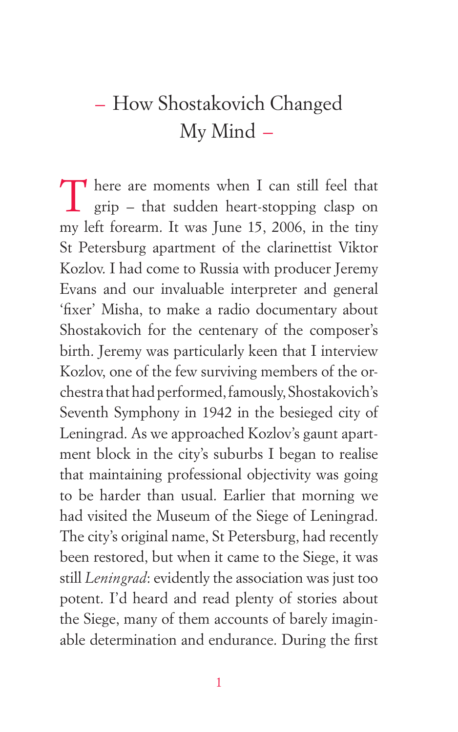# – How Shostakovich Changed My Mind –

There are moments when I can still feel that grip – that sudden heart-stopping clasp on my left forearm. It was June 15, 2006, in the tiny St Petersburg apartment of the clarinettist Viktor Kozlov. I had come to Russia with producer Jeremy Evans and our invaluable interpreter and general 'fixer' Misha, to make a radio documentary about Shostakovich for the centenary of the composer's birth. Jeremy was particularly keen that I interview Kozlov, one of the few surviving members of the orchestra that had performed, famously, Shostakovich's Seventh Symphony in 1942 in the besieged city of Leningrad. As we approached Kozlov's gaunt apartment block in the city's suburbs I began to realise that maintaining professional objectivity was going to be harder than usual. Earlier that morning we had visited the Museum of the Siege of Leningrad. The city's original name, St Petersburg, had recently been restored, but when it came to the Siege, it was still *Leningrad*: evidently the association was just too potent. I'd heard and read plenty of stories about the Siege, many of them accounts of barely imaginable determination and endurance. During the first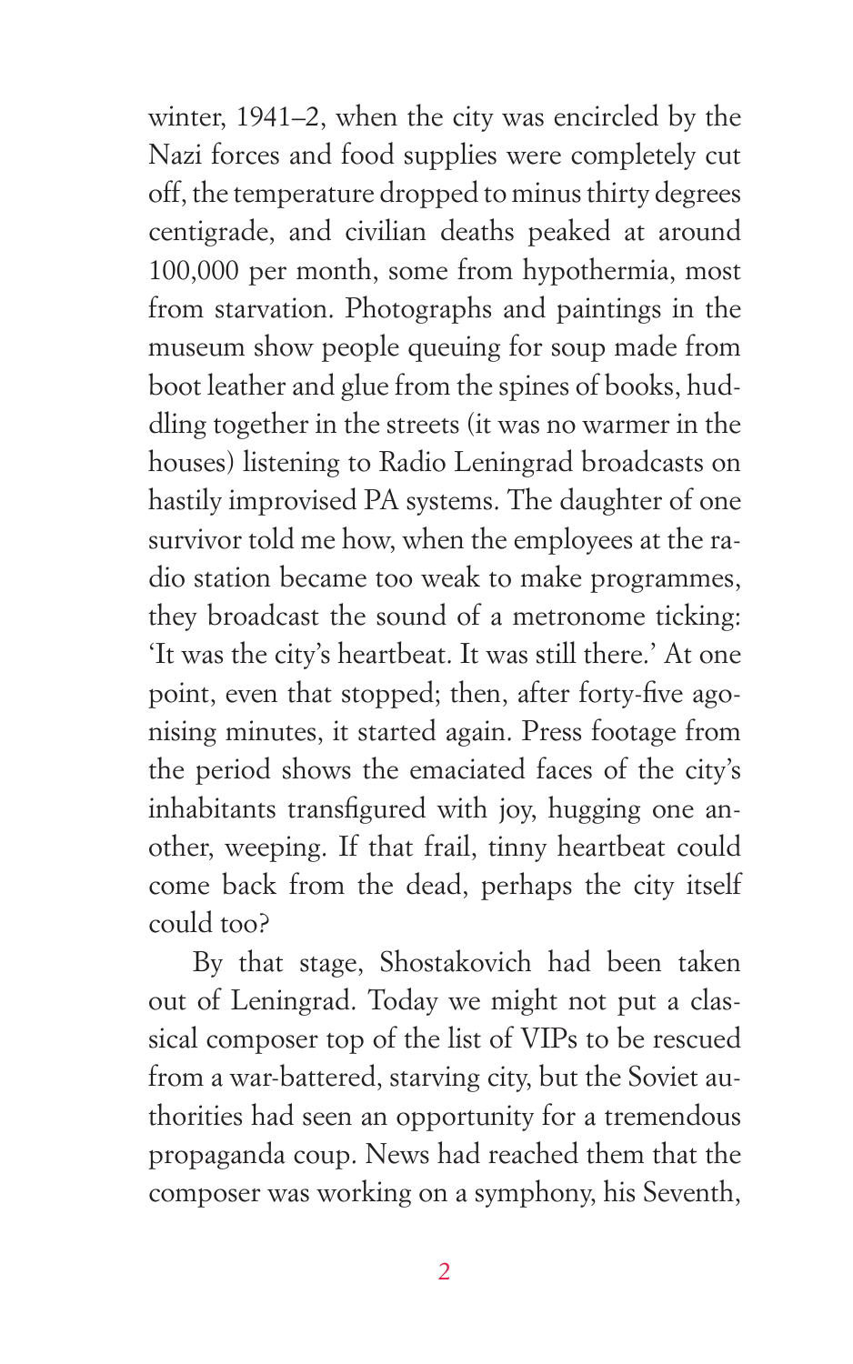winter, 1941–2, when the city was encircled by the Nazi forces and food supplies were completely cut off, the temperature dropped to minus thirty degrees centigrade, and civilian deaths peaked at around 100,000 per month, some from hypothermia, most from starvation. Photographs and paintings in the museum show people queuing for soup made from boot leather and glue from the spines of books, huddling together in the streets (it was no warmer in the houses) listening to Radio Leningrad broadcasts on hastily improvised PA systems. The daughter of one survivor told me how, when the employees at the radio station became too weak to make programmes, they broadcast the sound of a metronome ticking: 'It was the city's heartbeat. It was still there.' At one point, even that stopped; then, after forty-five agonising minutes, it started again. Press footage from the period shows the emaciated faces of the city's inhabitants transfigured with joy, hugging one another, weeping. If that frail, tinny heartbeat could come back from the dead, perhaps the city itself could too?

By that stage, Shostakovich had been taken out of Leningrad. Today we might not put a classical composer top of the list of VIPs to be rescued from a war-battered, starving city, but the Soviet authorities had seen an opportunity for a tremendous propaganda coup. News had reached them that the composer was working on a symphony, his Seventh,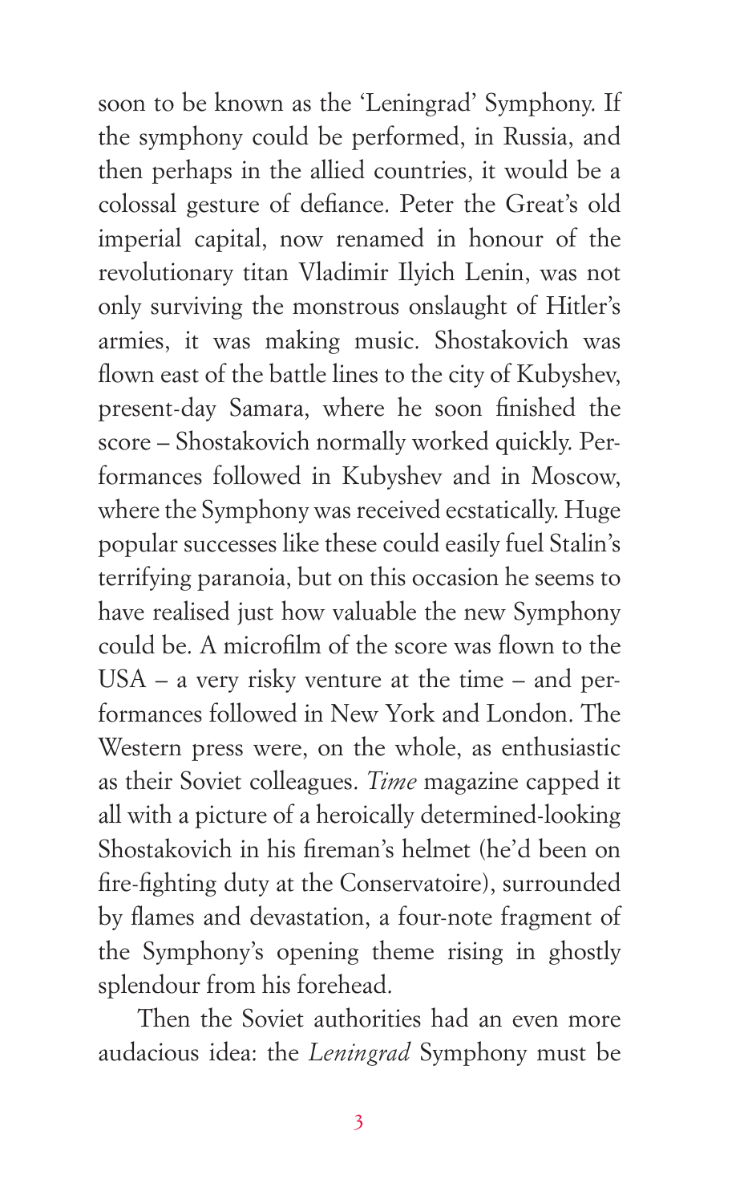soon to be known as the 'Leningrad' Symphony. If the symphony could be performed, in Russia, and then perhaps in the allied countries, it would be a colossal gesture of defiance. Peter the Great's old imperial capital, now renamed in honour of the revolutionary titan Vladimir Ilyich Lenin, was not only surviving the monstrous onslaught of Hitler's armies, it was making music. Shostakovich was flown east of the battle lines to the city of Kubyshev, present-day Samara, where he soon finished the score – Shostakovich normally worked quickly. Performances followed in Kubyshev and in Moscow, where the Symphony was received ecstatically. Huge popular successes like these could easily fuel Stalin's terrifying paranoia, but on this occasion he seems to have realised just how valuable the new Symphony could be. A microfilm of the score was flown to the USA – a very risky venture at the time – and performances followed in New York and London. The Western press were, on the whole, as enthusiastic as their Soviet colleagues. *Time* magazine capped it all with a picture of a heroically determined-looking Shostakovich in his fireman's helmet (he'd been on fire-fighting duty at the Conservatoire), surrounded by flames and devastation, a four-note fragment of the Symphony's opening theme rising in ghostly splendour from his forehead.

Then the Soviet authorities had an even more audacious idea: the *Leningrad* Symphony must be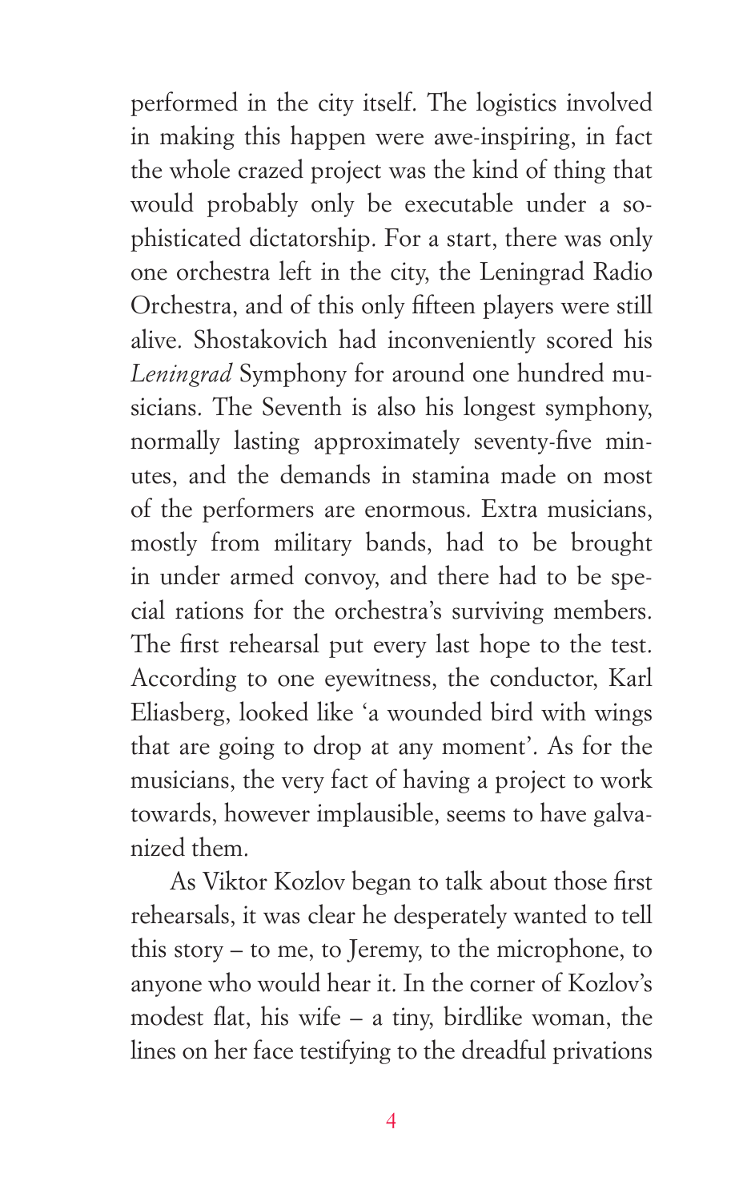performed in the city itself. The logistics involved in making this happen were awe-inspiring, in fact the whole crazed project was the kind of thing that would probably only be executable under a sophisticated dictatorship. For a start, there was only one orchestra left in the city, the Leningrad Radio Orchestra, and of this only fifteen players were still alive. Shostakovich had inconveniently scored his *Leningrad* Symphony for around one hundred musicians. The Seventh is also his longest symphony, normally lasting approximately seventy-five minutes, and the demands in stamina made on most of the performers are enormous. Extra musicians, mostly from military bands, had to be brought in under armed convoy, and there had to be special rations for the orchestra's surviving members. The first rehearsal put every last hope to the test. According to one eyewitness, the conductor, Karl Eliasberg, looked like 'a wounded bird with wings that are going to drop at any moment'. As for the musicians, the very fact of having a project to work towards, however implausible, seems to have galvanized them.

As Viktor Kozlov began to talk about those first rehearsals, it was clear he desperately wanted to tell this story – to me, to Jeremy, to the microphone, to anyone who would hear it. In the corner of Kozlov's modest flat, his wife – a tiny, birdlike woman, the lines on her face testifying to the dreadful privations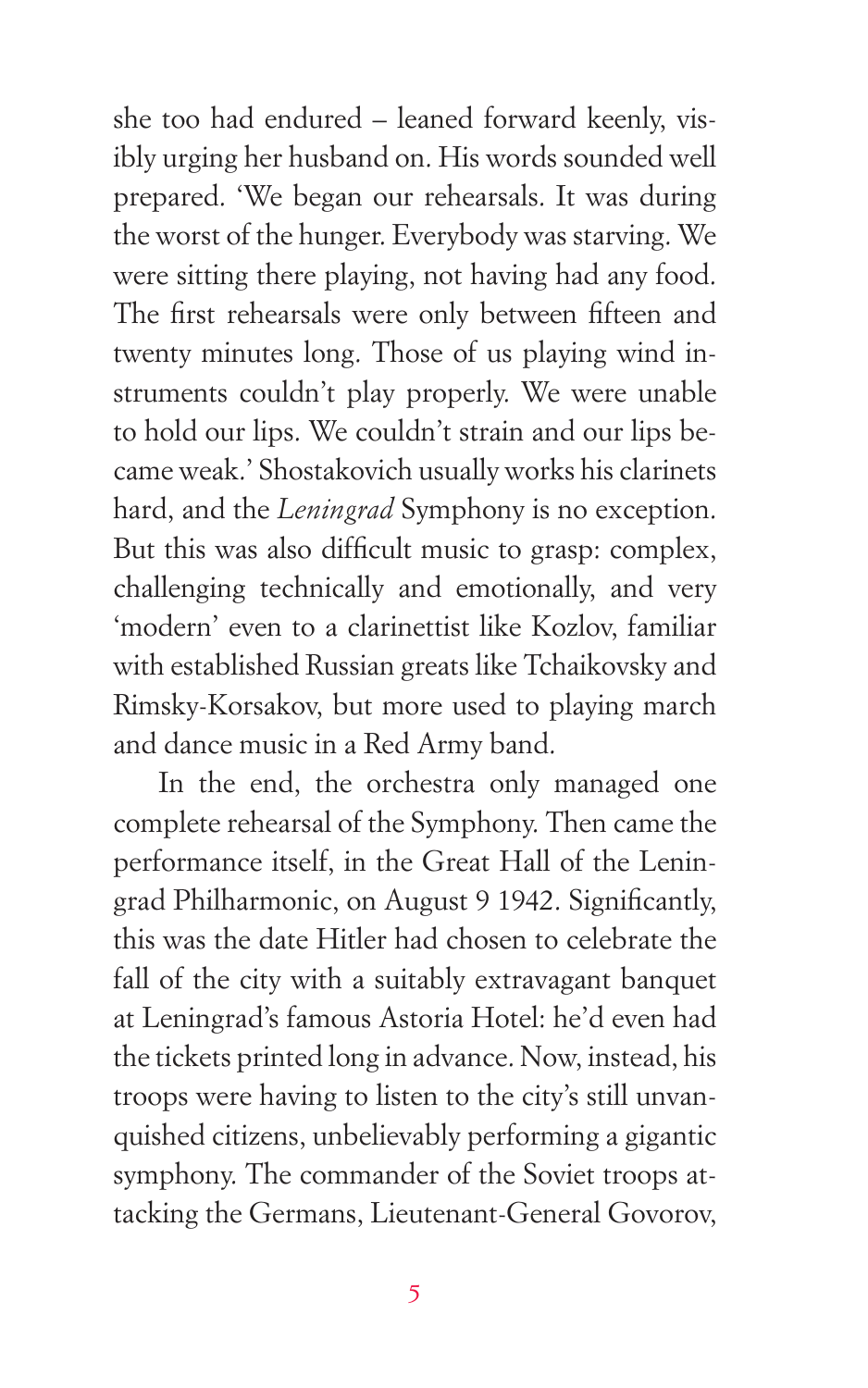she too had endured – leaned forward keenly, visibly urging her husband on. His words sounded well prepared. 'We began our rehearsals. It was during the worst of the hunger. Everybody was starving. We were sitting there playing, not having had any food. The first rehearsals were only between fifteen and twenty minutes long. Those of us playing wind instruments couldn't play properly. We were unable to hold our lips. We couldn't strain and our lips became weak.' Shostakovich usually works his clarinets hard, and the *Leningrad* Symphony is no exception. But this was also difficult music to grasp: complex, challenging technically and emotionally, and very 'modern' even to a clarinettist like Kozlov, familiar with established Russian greats like Tchaikovsky and Rimsky-Korsakov, but more used to playing march and dance music in a Red Army band.

In the end, the orchestra only managed one complete rehearsal of the Symphony. Then came the performance itself, in the Great Hall of the Leningrad Philharmonic, on August 9 1942. Significantly, this was the date Hitler had chosen to celebrate the fall of the city with a suitably extravagant banquet at Leningrad's famous Astoria Hotel: he'd even had the tickets printed long in advance. Now, instead, his troops were having to listen to the city's still unvanquished citizens, unbelievably performing a gigantic symphony. The commander of the Soviet troops attacking the Germans, Lieutenant-General Govorov,